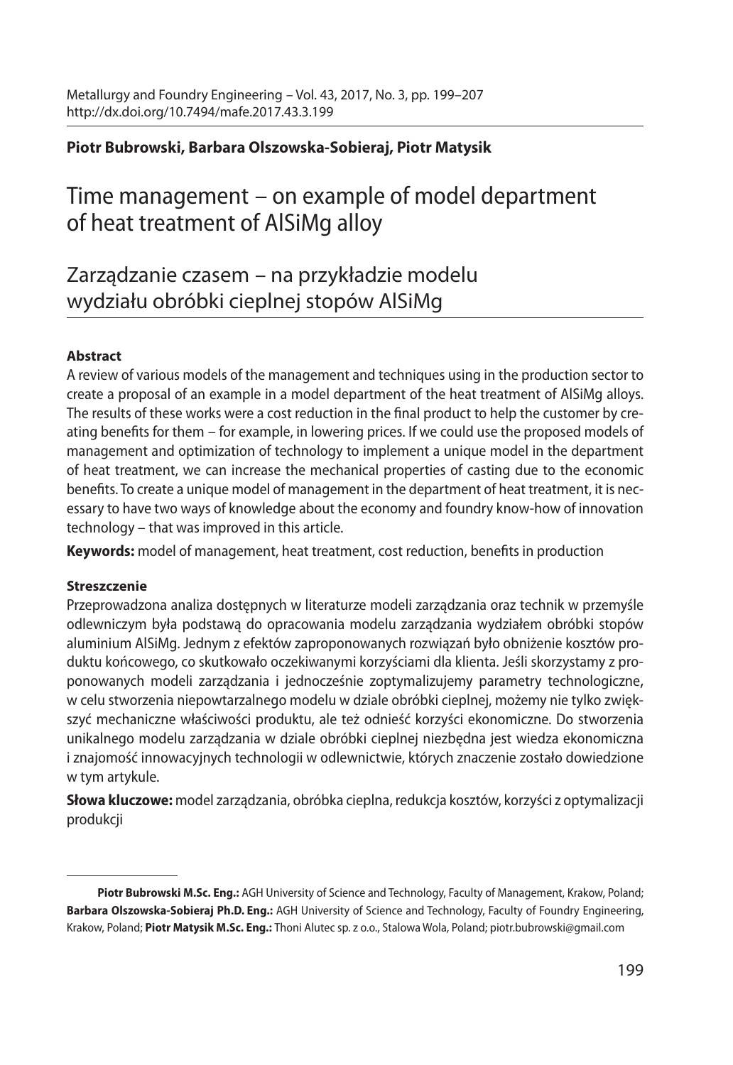Metallurgy and Foundry Engineering – Vol. 43, 2017, No. 3, pp. 199–207
http://dx.doi.org/10.7494/mafe.2017.43.3.199

**Piotr Bubrowski, Barbara Olszowska-Sobieraj, Piotr Matysik**

# Time management – on example of model department of heat treatment of AlSiMg alloy

# Zarządzanie czasem – na przykładzie modelu wydziału obróbki cieplnej stopów AlSiMg

### Abstract

A review of various models of the management and techniques using in the production sector to create a proposal of an example in a model department of the heat treatment of AlSiMg alloys. The results of these works were a cost reduction in the final product to help the customer by creating benefits for them – for example, in lowering prices. If we could use the proposed models of management and optimization of technology to implement a unique model in the department of heat treatment, we can increase the mechanical properties of casting due to the economic benefits. To create a unique model of management in the department of heat treatment, it is necessary to have two ways of knowledge about the economy and foundry know-how of innovation technology – that was improved in this article.

**Keywords:** model of management, heat treatment, cost reduction, benefits in production

### Streszczenie

Przeprowadzona analiza dostępnych w literaturze modeli zarządzania oraz technik w przemyśle odlewniczym była podstawą do opracowania modelu zarządzania wydziałem obróbki stopów aluminium AlSiMg. Jednym z efektów zaproponowanych rozwiązań było obniżenie kosztów produktu końcowego, co skutkowało oczekiwanymi korzyściami dla klienta. Jeśli skorzystamy z proponowanych modeli zarządzania i jednocześnie zoptymalizujemy parametry technologiczne, w celu stworzenia niepowtarzalnego modelu w dziale obróbki cieplnej, możemy nie tylko zwiększyć mechaniczne właściwości produktu, ale też odnieść korzyści ekonomiczne. Do stworzenia unikalnego modelu zarządzania w dziale obróbki cieplnej niezbędna jest wiedza ekonomiczna i znajomość innowacyjnych technologii w odlewnictwie, których znaczenie zostało dowiedzione w tym artykule.

**Słowa kluczowe:** model zarządzania, obróbka cieplna, redukcja kosztów, korzyści z optymalizacji produkcji

---

**Piotr Bubrowski M.Sc. Eng.:** AGH University of Science and Technology, Faculty of Management, Krakow, Poland; **Barbara Olszowska-Sobieraj Ph.D. Eng.:** AGH University of Science and Technology, Faculty of Foundry Engineering, Krakow, Poland; **Piotr Matysik M.Sc. Eng.:** Thoni Alutec sp. z o.o., Stalowa Wola, Poland; piotr.bubrowski@gmail.com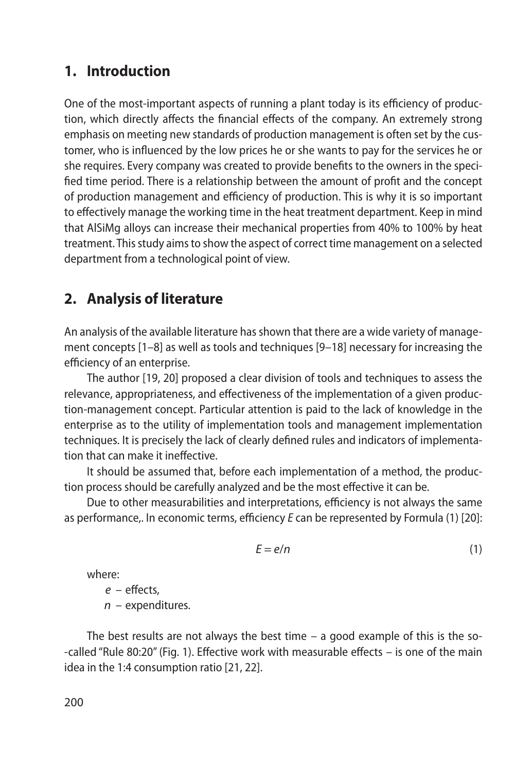## 1. Introduction

One of the most-important aspects of running a plant today is its efficiency of production, which directly affects the financial effects of the company. An extremely strong emphasis on meeting new standards of production management is often set by the customer, who is influenced by the low prices he or she wants to pay for the services he or she requires. Every company was created to provide benefits to the owners in the specified time period. There is a relationship between the amount of profit and the concept of production management and efficiency of production. This is why it is so important to effectively manage the working time in the heat treatment department. Keep in mind that AlSiMg alloys can increase their mechanical properties from 40% to 100% by heat treatment. This study aims to show the aspect of correct time management on a selected department from a technological point of view.

## 2. Analysis of literature

An analysis of the available literature has shown that there are a wide variety of management concepts [1–8] as well as tools and techniques [9–18] necessary for increasing the efficiency of an enterprise.

The author [19, 20] proposed a clear division of tools and techniques to assess the relevance, appropriateness, and effectiveness of the implementation of a given production-management concept. Particular attention is paid to the lack of knowledge in the enterprise as to the utility of implementation tools and management implementation techniques. It is precisely the lack of clearly defined rules and indicators of implementation that can make it ineffective.

It should be assumed that, before each implementation of a method, the production process should be carefully analyzed and be the most effective it can be.

Due to other measurabilities and interpretations, efficiency is not always the same as performance,. In economic terms, efficiency $E$ can be represented by Formula (1) [20]:

$$E = e/n \tag{1}$$

where:

$e$ – effects,
$n$ – expenditures.

The best results are not always the best time – a good example of this is the so-called "Rule 80:20" (Fig. 1). Effective work with measurable effects – is one of the main idea in the 1:4 consumption ratio [21, 22].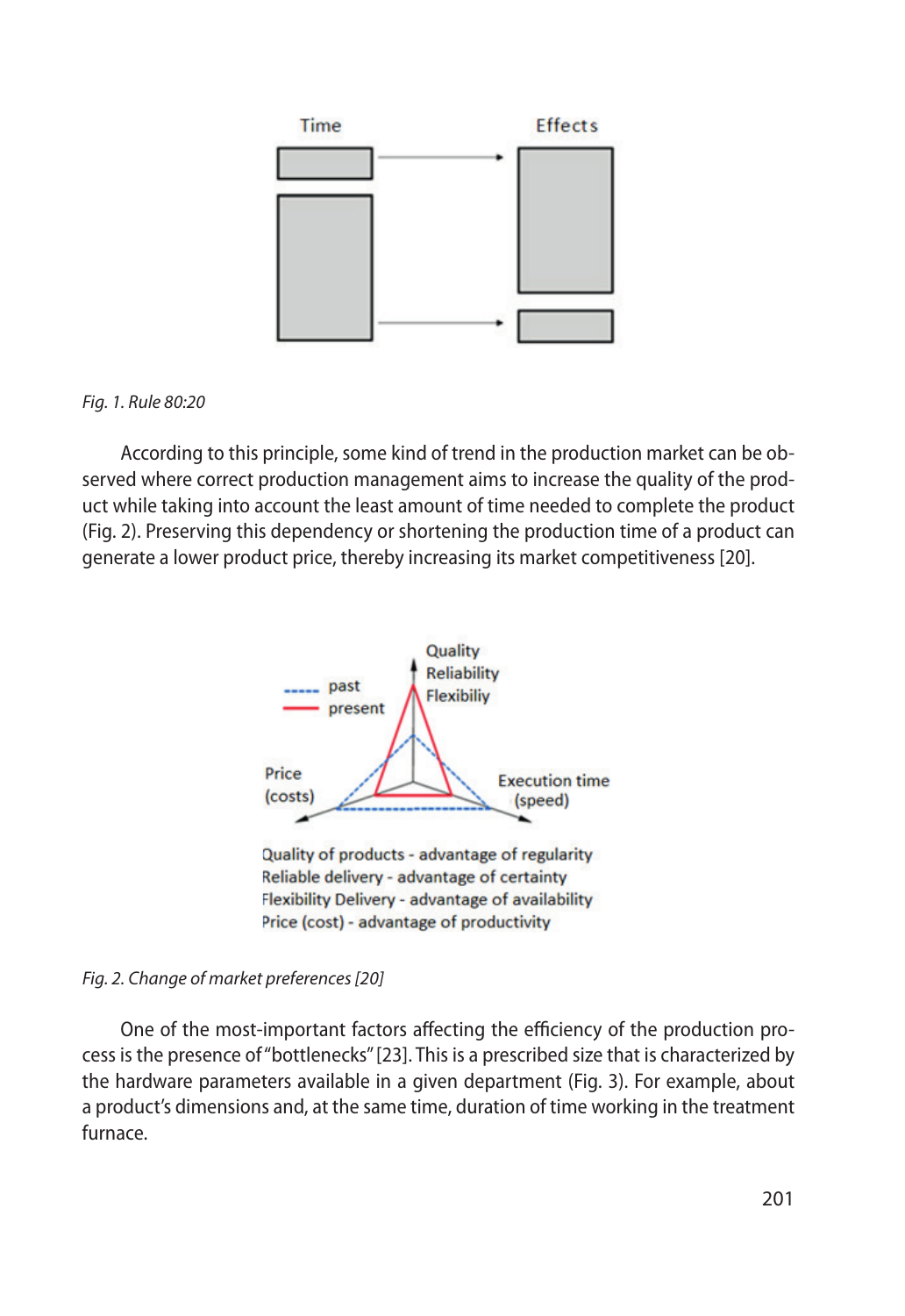*Fig. 1. Rule 80:20*

According to this principle, some kind of trend in the production market can be observed where correct production management aims to increase the quality of the product while taking into account the least amount of time needed to complete the product (Fig. 2). Preserving this dependency or shortening the production time of a product can generate a lower product price, thereby increasing its market competitiveness [20].

*Fig. 2. Change of market preferences [20]*

One of the most-important factors affecting the efficiency of the production process is the presence of "bottlenecks" [23]. This is a prescribed size that is characterized by the hardware parameters available in a given department (Fig. 3). For example, about a product's dimensions and, at the same time, duration of time working in the treatment furnace.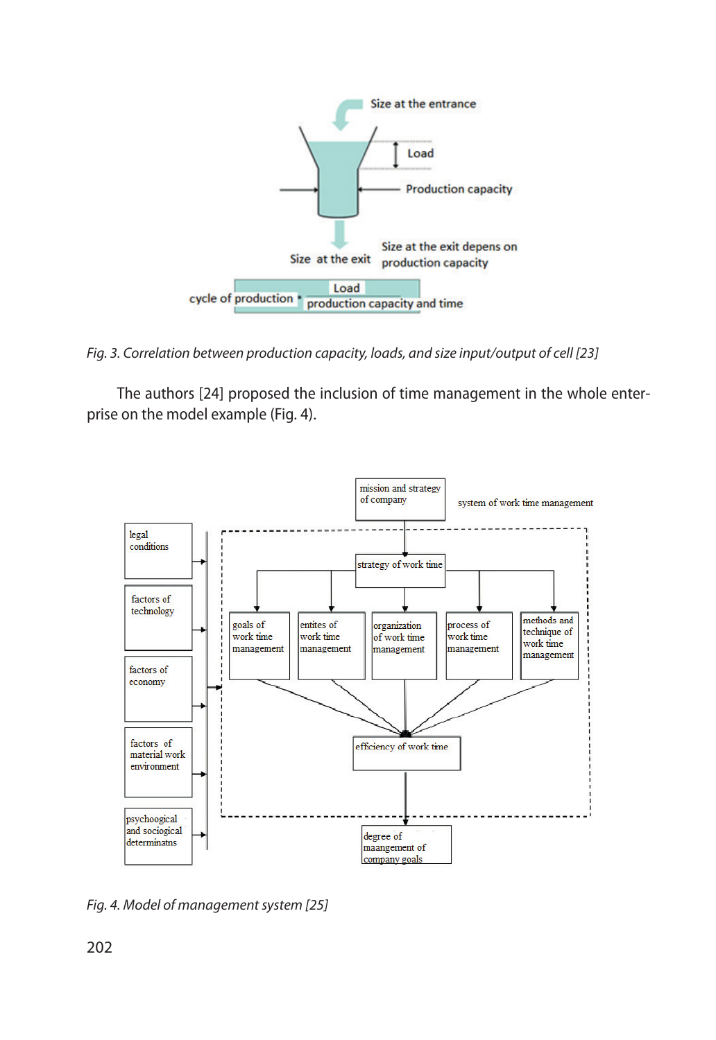*Fig. 3. Correlation between production capacity, loads, and size input/output of cell [23]*

The authors [24] proposed the inclusion of time management in the whole enterprise on the model example (Fig. 4).

*Fig. 4. Model of management system [25]*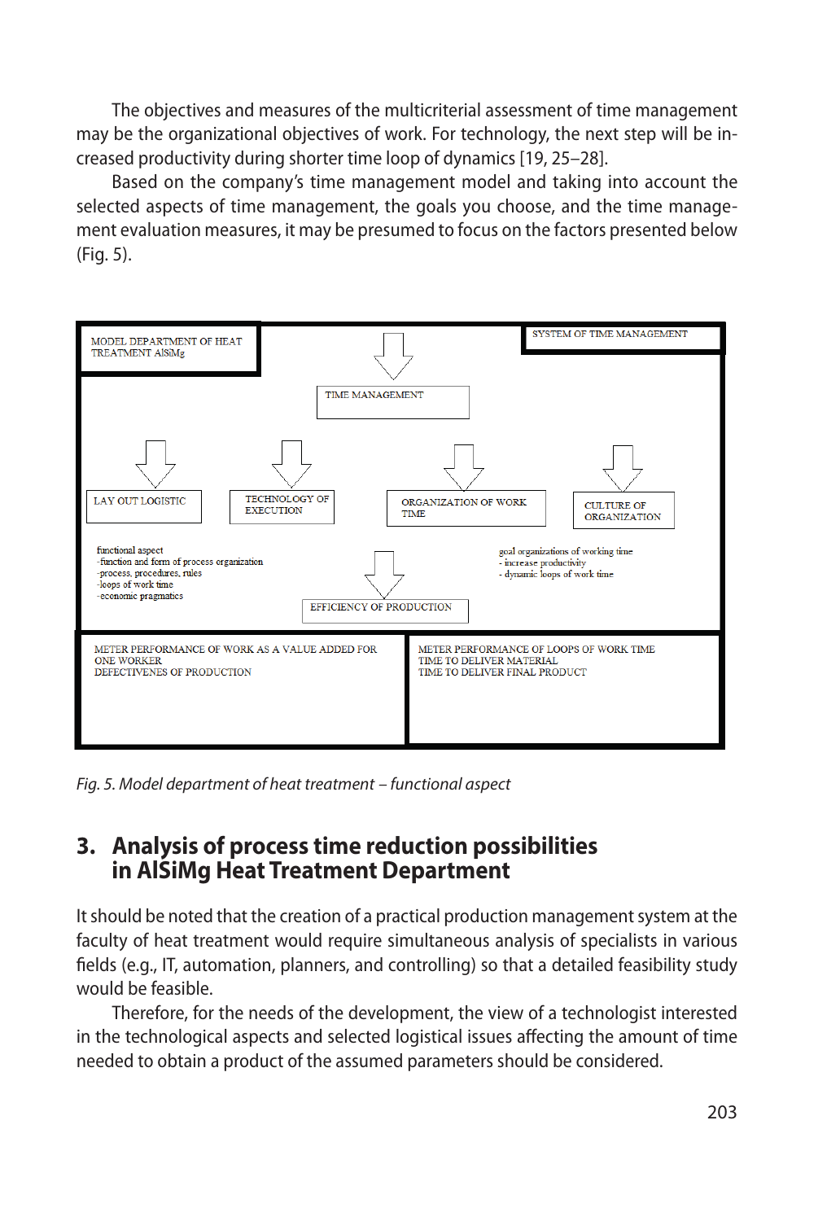The objectives and measures of the multicriterial assessment of time management may be the organizational objectives of work. For technology, the next step will be increased productivity during shorter time loop of dynamics [19, 25–28].

Based on the company's time management model and taking into account the selected aspects of time management, the goals you choose, and the time management evaluation measures, it may be presumed to focus on the factors presented below (Fig. 5).

MODEL DEPARTMENT OF HEAT TREATMENT AlSiMg

SYSTEM OF TIME MANAGEMENT

TIME MANAGEMENT

LAY OUT LOGISTIC

TECHNOLOGY OF EXECUTION

ORGANIZATION OF WORK TIME

CULTURE OF ORGANIZATION

functional aspect
- function and form of process organization
- process, procedures, rules
- loops of work time
- economic pragmatics

goal organizations of working time
- increase productivity
- dynamic loops of work time

EFFICIENCY OF PRODUCTION

METER PERFORMANCE OF WORK AS A VALUE ADDED FOR ONE WORKER
DEFECTIVENES OF PRODUCTION

METER PERFORMANCE OF LOOPS OF WORK TIME
TIME TO DELIVER MATERIAL
TIME TO DELIVER FINAL PRODUCT

*Fig. 5. Model department of heat treatment – functional aspect*

## 3. Analysis of process time reduction possibilities in AlSiMg Heat Treatment Department

It should be noted that the creation of a practical production management system at the faculty of heat treatment would require simultaneous analysis of specialists in various fields (e.g., IT, automation, planners, and controlling) so that a detailed feasibility study would be feasible.

Therefore, for the needs of the development, the view of a technologist interested in the technological aspects and selected logistical issues affecting the amount of time needed to obtain a product of the assumed parameters should be considered.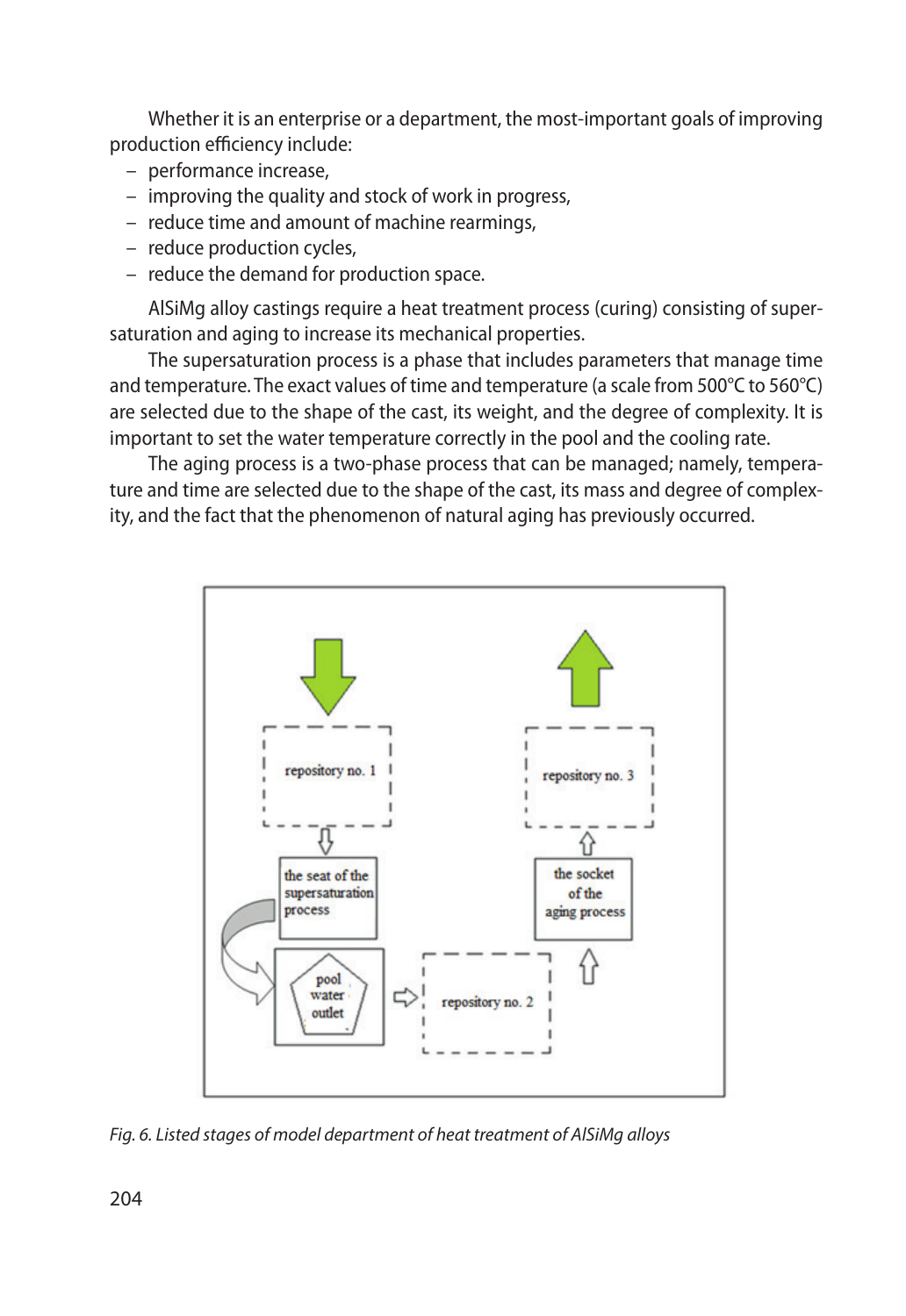Whether it is an enterprise or a department, the most-important goals of improving production efficiency include:

– performance increase,
– improving the quality and stock of work in progress,
– reduce time and amount of machine rearmings,
– reduce production cycles,
– reduce the demand for production space.

AlSiMg alloy castings require a heat treatment process (curing) consisting of supersaturation and aging to increase its mechanical properties.

The supersaturation process is a phase that includes parameters that manage time and temperature. The exact values of time and temperature (a scale from 500°C to 560°C) are selected due to the shape of the cast, its weight, and the degree of complexity. It is important to set the water temperature correctly in the pool and the cooling rate.

The aging process is a two-phase process that can be managed; namely, temperature and time are selected due to the shape of the cast, its mass and degree of complexity, and the fact that the phenomenon of natural aging has previously occurred.

repository no. 1

the seat of the supersaturation process

pool water outlet

repository no. 2

the socket of the aging process

repository no. 3

*Fig. 6. Listed stages of model department of heat treatment of AlSiMg alloys*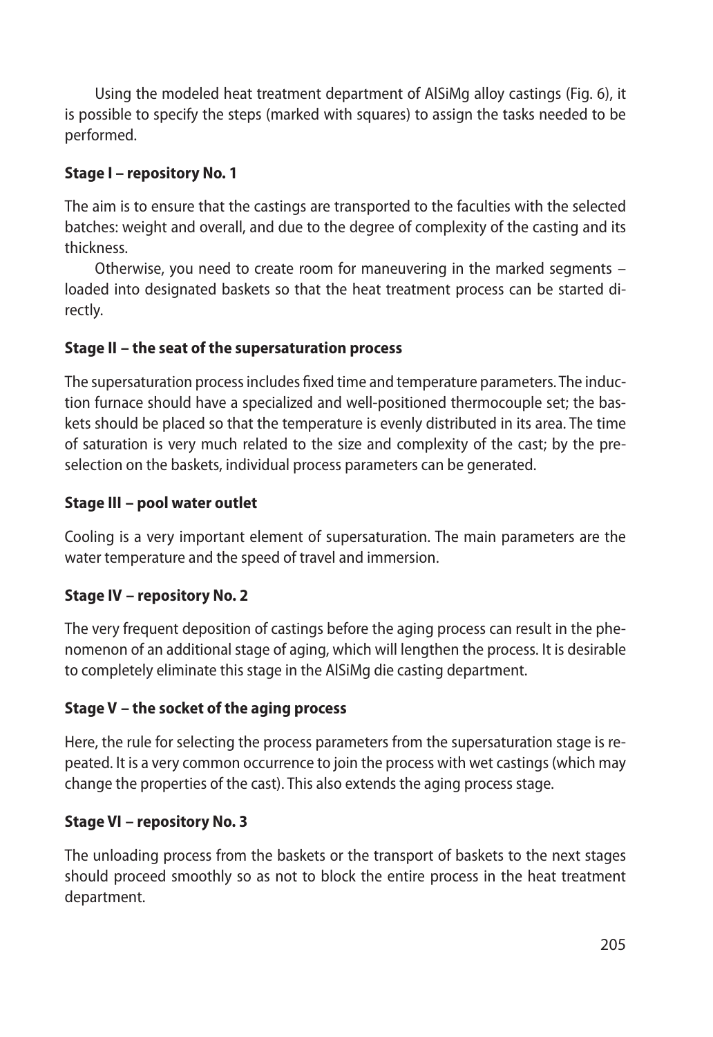Using the modeled heat treatment department of AlSiMg alloy castings (Fig. 6), it is possible to specify the steps (marked with squares) to assign the tasks needed to be performed.

**Stage I – repository No. 1**

The aim is to ensure that the castings are transported to the faculties with the selected batches: weight and overall, and due to the degree of complexity of the casting and its thickness.

Otherwise, you need to create room for maneuvering in the marked segments – loaded into designated baskets so that the heat treatment process can be started directly.

**Stage II – the seat of the supersaturation process**

The supersaturation process includes fixed time and temperature parameters. The induction furnace should have a specialized and well-positioned thermocouple set; the baskets should be placed so that the temperature is evenly distributed in its area. The time of saturation is very much related to the size and complexity of the cast; by the preselection on the baskets, individual process parameters can be generated.

**Stage III – pool water outlet**

Cooling is a very important element of supersaturation. The main parameters are the water temperature and the speed of travel and immersion.

**Stage IV – repository No. 2**

The very frequent deposition of castings before the aging process can result in the phenomenon of an additional stage of aging, which will lengthen the process. It is desirable to completely eliminate this stage in the AlSiMg die casting department.

**Stage V – the socket of the aging process**

Here, the rule for selecting the process parameters from the supersaturation stage is repeated. It is a very common occurrence to join the process with wet castings (which may change the properties of the cast). This also extends the aging process stage.

**Stage VI – repository No. 3**

The unloading process from the baskets or the transport of baskets to the next stages should proceed smoothly so as not to block the entire process in the heat treatment department.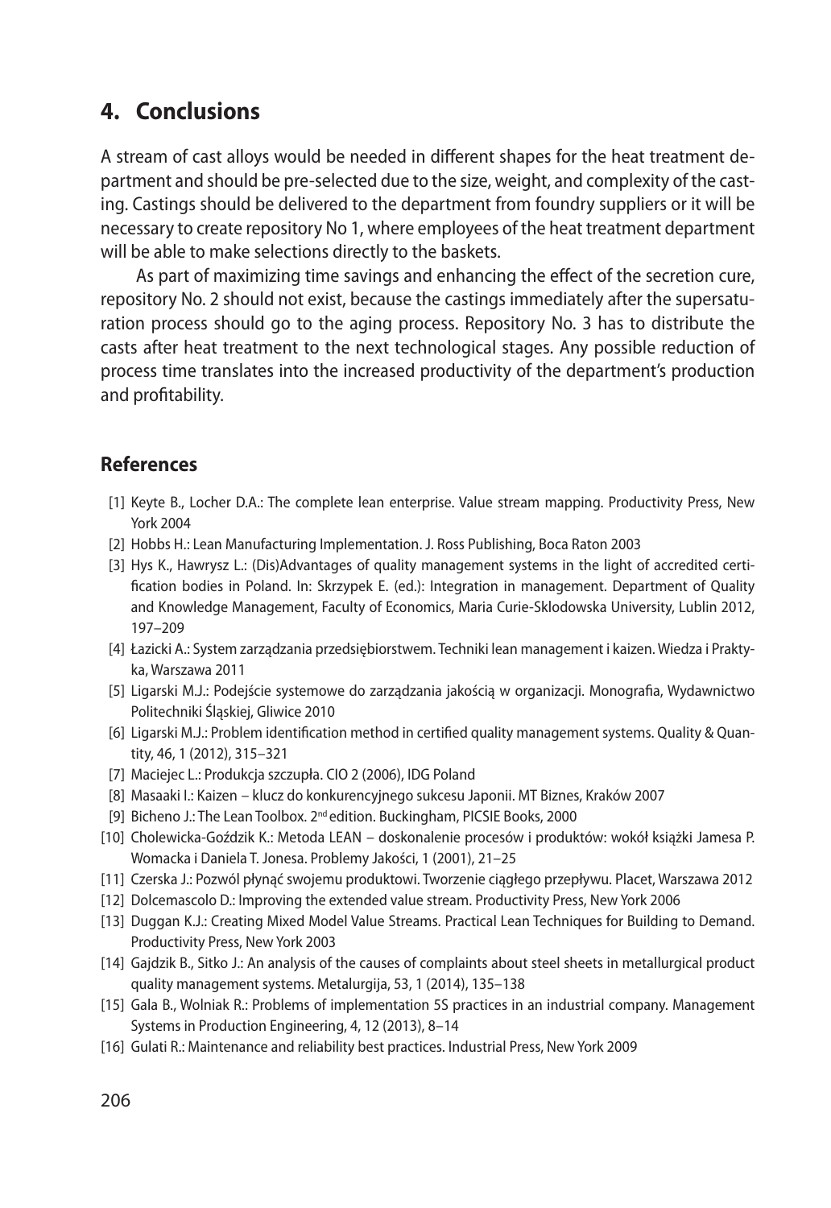## 4. Conclusions

A stream of cast alloys would be needed in different shapes for the heat treatment department and should be pre-selected due to the size, weight, and complexity of the casting. Castings should be delivered to the department from foundry suppliers or it will be necessary to create repository No 1, where employees of the heat treatment department will be able to make selections directly to the baskets.

As part of maximizing time savings and enhancing the effect of the secretion cure, repository No. 2 should not exist, because the castings immediately after the supersaturation process should go to the aging process. Repository No. 3 has to distribute the casts after heat treatment to the next technological stages. Any possible reduction of process time translates into the increased productivity of the department's production and profitability.

### References

[1] Keyte B., Locher D.A.: The complete lean enterprise. Value stream mapping. Productivity Press, New York 2004

[2] Hobbs H.: Lean Manufacturing Implementation. J. Ross Publishing, Boca Raton 2003

[3] Hys K., Hawrysz L.: (Dis)Advantages of quality management systems in the light of accredited certification bodies in Poland. In: Skrzypek E. (ed.): Integration in management. Department of Quality and Knowledge Management, Faculty of Economics, Maria Curie-Sklodowska University, Lublin 2012, 197–209

[4] Łazicki A.: System zarządzania przedsiębiorstwem. Techniki lean management i kaizen. Wiedza i Praktyka, Warszawa 2011

[5] Ligarski M.J.: Podejście systemowe do zarządzania jakością w organizacji. Monografia, Wydawnictwo Politechniki Śląskiej, Gliwice 2010

[6] Ligarski M.J.: Problem identification method in certified quality management systems. Quality & Quantity, 46, 1 (2012), 315–321

[7] Maciejec L.: Produkcja szczupła. CIO 2 (2006), IDG Poland

[8] Masaaki I.: Kaizen – klucz do konkurencyjnego sukcesu Japonii. MT Biznes, Kraków 2007

[9] Bicheno J.: The Lean Toolbox. 2nd edition. Buckingham, PICSIE Books, 2000

[10] Cholewicka-Goździk K.: Metoda LEAN – doskonalenie procesów i produktów: wokół książki Jamesa P. Womacka i Daniela T. Jonesa. Problemy Jakości, 1 (2001), 21–25

[11] Czerska J.: Pozwól płynąć swojemu produktowi. Tworzenie ciągłego przepływu. Placet, Warszawa 2012

[12] Dolcemascolo D.: Improving the extended value stream. Productivity Press, New York 2006

[13] Duggan K.J.: Creating Mixed Model Value Streams. Practical Lean Techniques for Building to Demand. Productivity Press, New York 2003

[14] Gajdzik B., Sitko J.: An analysis of the causes of complaints about steel sheets in metallurgical product quality management systems. Metalurgija, 53, 1 (2014), 135–138

[15] Gala B., Wolniak R.: Problems of implementation 5S practices in an industrial company. Management Systems in Production Engineering, 4, 12 (2013), 8–14

[16] Gulati R.: Maintenance and reliability best practices. Industrial Press, New York 2009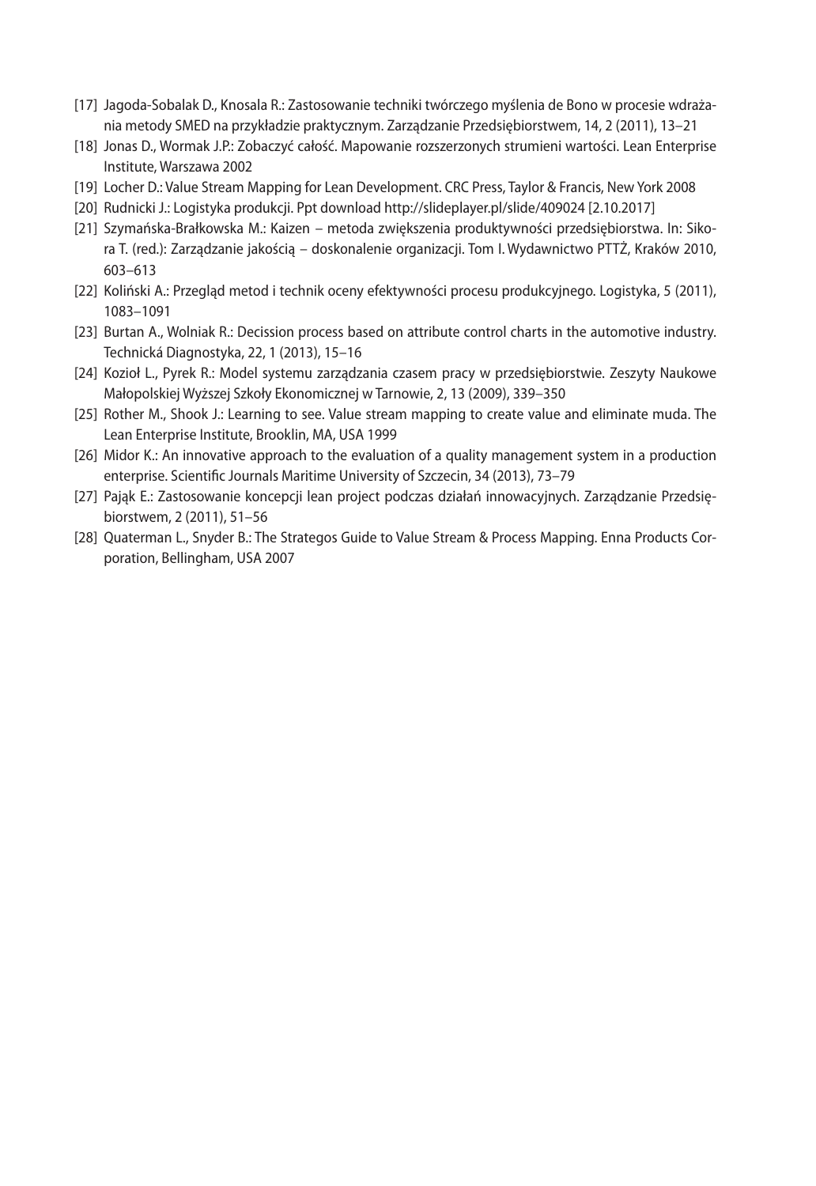[17] Jagoda-Sobalak D., Knosala R.: Zastosowanie techniki twórczego myślenia de Bono w procesie wdrażania metody SMED na przykładzie praktycznym. Zarządzanie Przedsiębiorstwem, 14, 2 (2011), 13–21

[18] Jonas D., Wormak J.P.: Zobaczyć całość. Mapowanie rozszerzonych strumieni wartości. Lean Enterprise Institute, Warszawa 2002

[19] Locher D.: Value Stream Mapping for Lean Development. CRC Press, Taylor & Francis, New York 2008

[20] Rudnicki J.: Logistyka produkcji. Ppt download http://slideplayer.pl/slide/409024 [2.10.2017]

[21] Szymańska-Brałkowska M.: Kaizen – metoda zwiększenia produktywności przedsiębiorstwa. In: Sikora T. (red.): Zarządzanie jakością – doskonalenie organizacji. Tom I. Wydawnictwo PTTŻ, Kraków 2010, 603–613

[22] Koliński A.: Przegląd metod i technik oceny efektywności procesu produkcyjnego. Logistyka, 5 (2011), 1083–1091

[23] Burtan A., Wolniak R.: Decission process based on attribute control charts in the automotive industry. Technická Diagnostyka, 22, 1 (2013), 15–16

[24] Kozioł L., Pyrek R.: Model systemu zarządzania czasem pracy w przedsiębiorstwie. Zeszyty Naukowe Małopolskiej Wyższej Szkoły Ekonomicznej w Tarnowie, 2, 13 (2009), 339–350

[25] Rother M., Shook J.: Learning to see. Value stream mapping to create value and eliminate muda. The Lean Enterprise Institute, Brooklin, MA, USA 1999

[26] Midor K.: An innovative approach to the evaluation of a quality management system in a production enterprise. Scientific Journals Maritime University of Szczecin, 34 (2013), 73–79

[27] Pająk E.: Zastosowanie koncepcji lean project podczas działań innowacyjnych. Zarządzanie Przedsiębiorstwem, 2 (2011), 51–56

[28] Quaterman L., Snyder B.: The Strategos Guide to Value Stream & Process Mapping. Enna Products Corporation, Bellingham, USA 2007